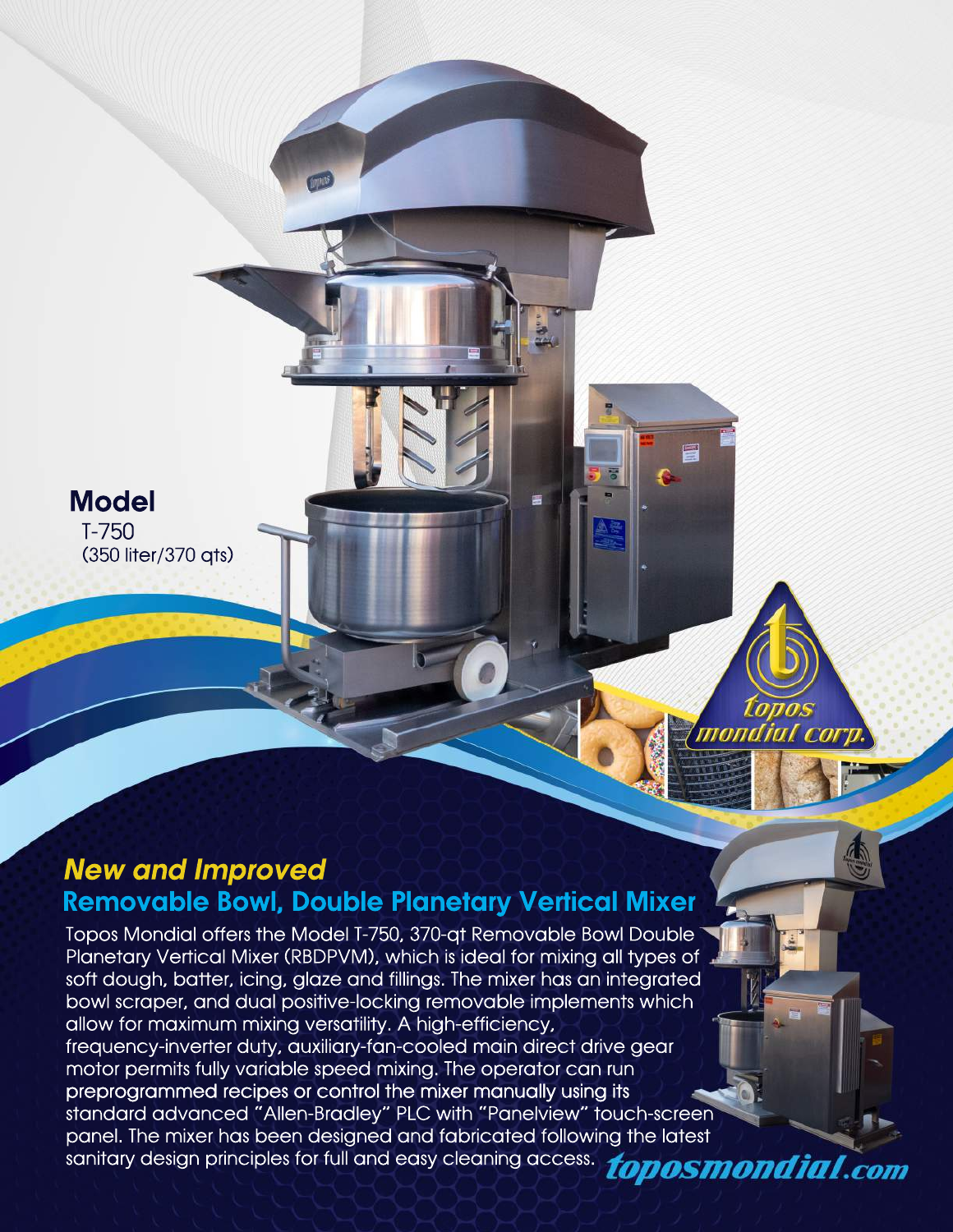**Model**
T-750
(350 liter/370 qts)

topos mondial corp.

## *New and Improved*
## Removable Bowl, Double Planetary Vertical Mixer

Topos Mondial offers the Model T-750, 370-qt Removable Bowl Double Planetary Vertical Mixer (RBDPVM), which is ideal for mixing all types of soft dough, batter, icing, glaze and fillings. The mixer has an integrated bowl scraper, and dual positive-locking removable implements which allow for maximum mixing versatility. A high-efficiency, frequency-inverter duty, auxiliary-fan-cooled main direct drive gear motor permits fully variable speed mixing. The operator can run preprogrammed recipes or control the mixer manually using its standard advanced "Allen-Bradley" PLC with "Panelview" touch-screen panel. The mixer has been designed and fabricated following the latest sanitary design principles for full and easy cleaning access.

toposmondial.com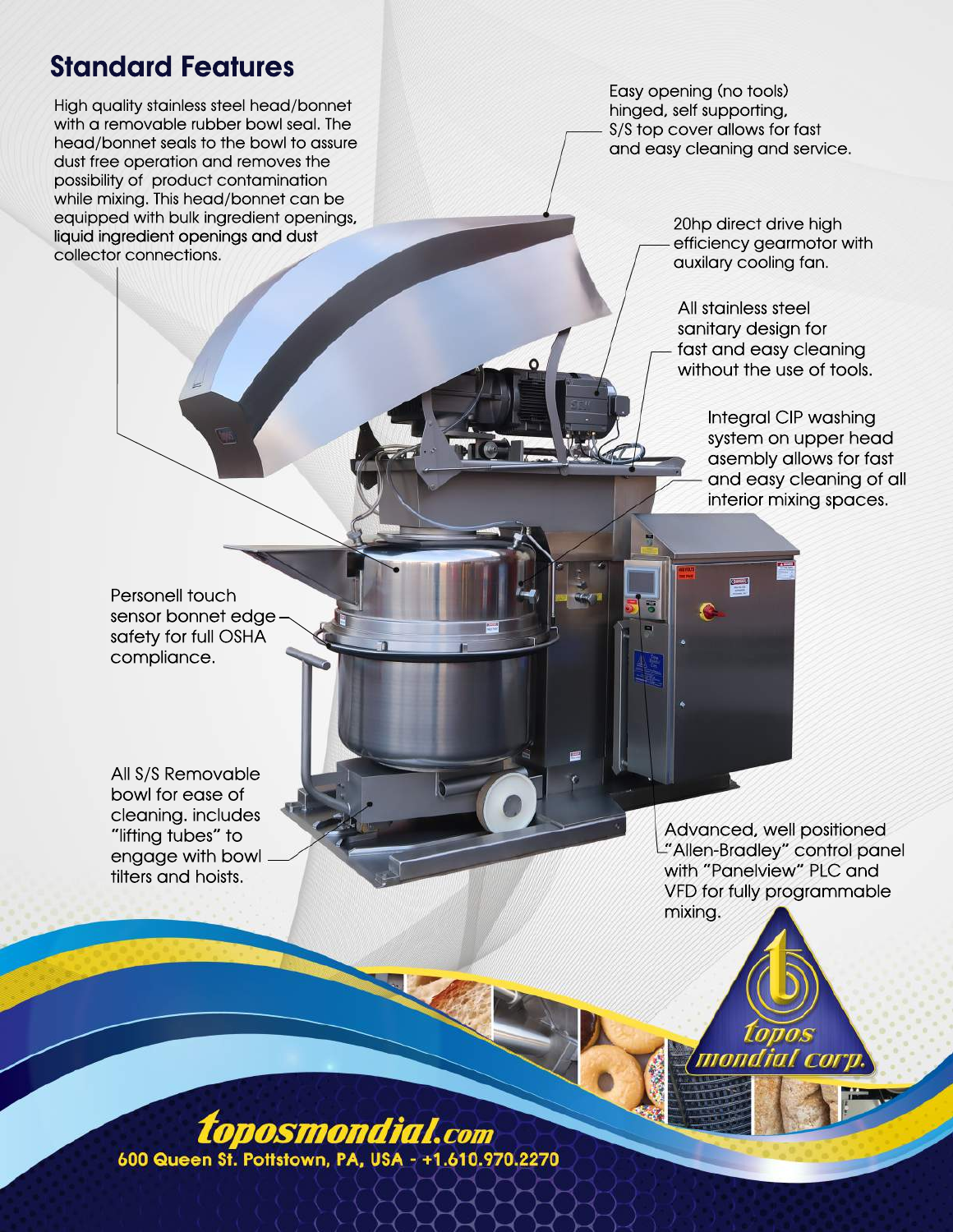## Standard Features

High quality stainless steel head/bonnet with a removable rubber bowl seal. The head/bonnet seals to the bowl to assure dust free operation and removes the possibility of product contamination while mixing. This head/bonnet can be equipped with bulk ingredient openings, liquid ingredient openings and dust collector connections.

Easy opening (no tools) hinged, self supporting, S/S top cover allows for fast and easy cleaning and service.

20hp direct drive high efficiency gearmotor with auxilary cooling fan.

All stainless steel sanitary design for fast and easy cleaning without the use of tools.

Integral CIP washing system on upper head asembly allows for fast and easy cleaning of all interior mixing spaces.

Personell touch sensor bonnet edge safety for full OSHA compliance.

All S/S Removable bowl for ease of cleaning. includes "lifting tubes" to engage with bowl tilters and hoists.

Advanced, well positioned "Allen-Bradley" control panel with "Panelview" PLC and VFD for fully programmable mixing.

topos mondial corp.

**toposmondial.com**

600 Queen St. Pottstown, PA, USA - +1.610.970.2270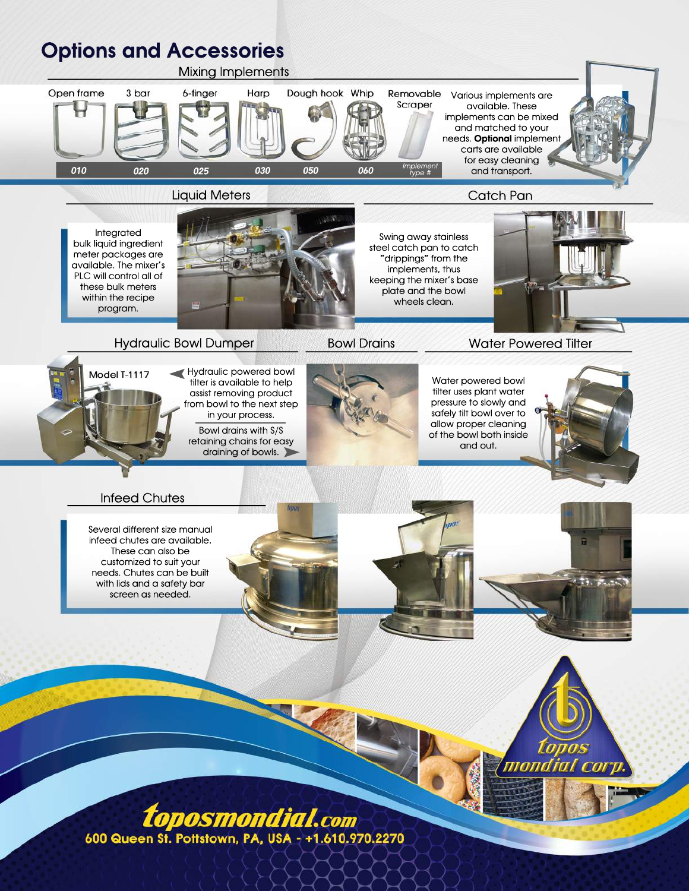# Options and Accessories

## Mixing Implements

| Open frame | 3 bar | 6-finger | Harp | Dough hook | Whip | Removable Scraper |
|---|---|---|---|---|---|---|
| 010 | 020 | 025 | 030 | 050 | 060 | Implement type # |

Various implements are available. These implements can be mixed and matched to your needs. **Optional** implement carts are available for easy cleaning and transport.

## Liquid Meters

Integrated bulk liquid ingredient meter packages are available. The mixer's PLC will control all of these bulk meters within the recipe program.

## Catch Pan

Swing away stainless steel catch pan to catch "drippings" from the implements, thus keeping the mixer's base plate and the bowl wheels clean.

## Hydraulic Bowl Dumper

Model T-1117

Hydraulic powered bowl tilter is available to help assist removing product from bowl to the next step in your process.

## Bowl Drains

Bowl drains with S/S retaining chains for easy draining of bowls.

## Water Powered Tilter

Water powered bowl tilter uses plant water pressure to slowly and safely tilt bowl over to allow proper cleaning of the bowl both inside and out.

## Infeed Chutes

Several different size manual infeed chutes are available. These can also be customized to suit your needs. Chutes can be built with lids and a safety bar screen as needed.

topos mondial corp.

toposmondial.com

600 Queen St. Pottstown, PA, USA - +1.610.970.2270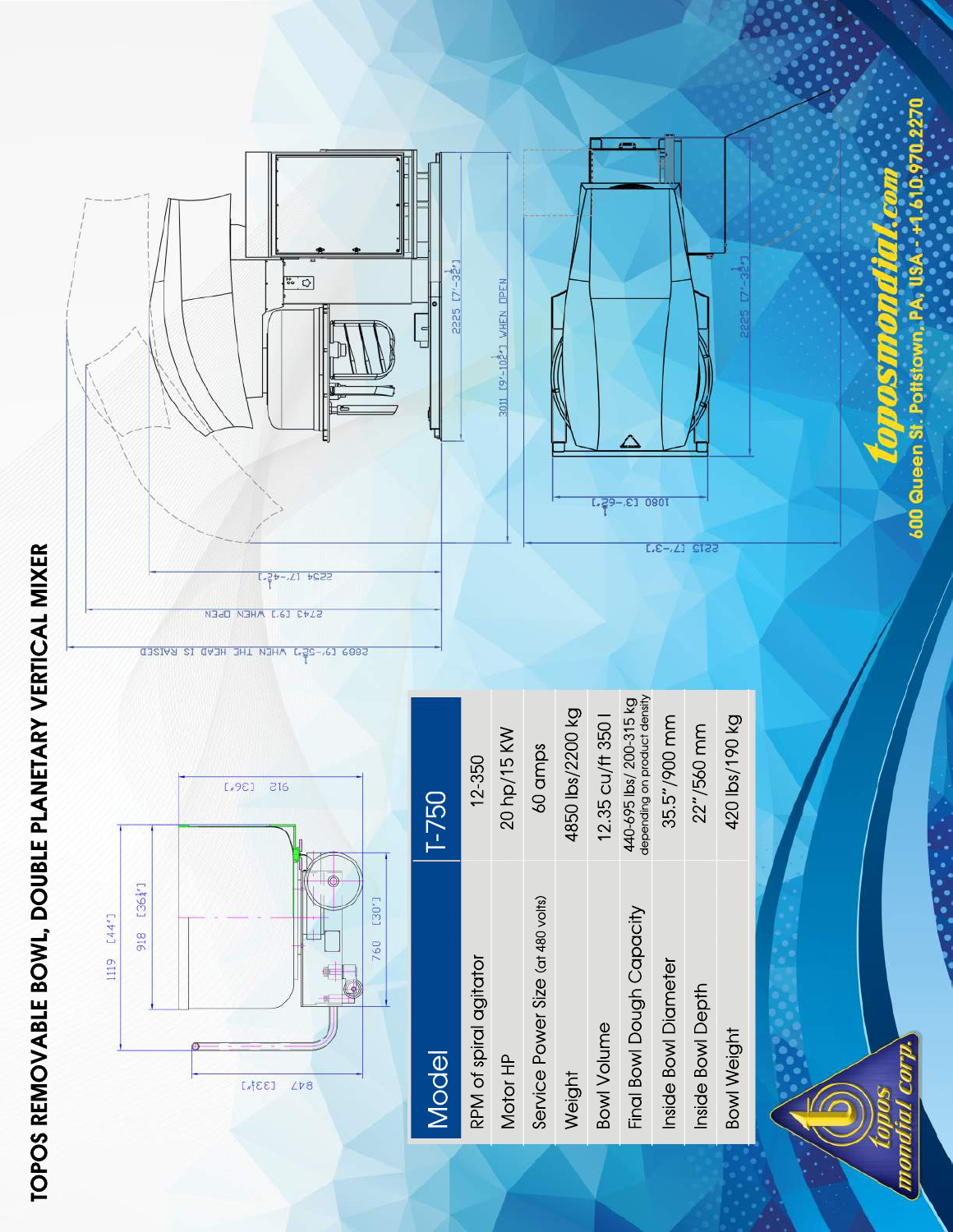# TOPOS REMOVABLE BOWL, DOUBLE PLANETARY VERTICAL MIXER

| Model | T-750 |
|---|---|
| RPM of spiral agitator | 12-350 |
| Motor HP | 20 hp/15 KW |
| Service Power Size (at 480 volts) | 60 amps |
| Weight | 4850 lbs/2200 kg |
| Bowl Volume | 12.35 cu/ft 350 l |
| Final Bowl Dough Capacity | 440-695 lbs/ 200-315 kg depending on product density |
| Inside Bowl Diameter | 35.5"/900 mm |
| Inside Bowl Depth | 22"/560 mm |
| Bowl Weight | 420 lbs/190 kg |

1119 [44"]
918 [36¼"]
847 [33¼"]
912 [36"]
760 [30"]
2889 [9'-5¾"] WHEN THE HEAD IS RAISED
2743 [9'] WHEN OPEN
2254 [7'-4¾"]
2225 [7'-3½"]
3011 [9'-10½"] WHEN OPEN
1080 [3'-6½"]
2215 [7'-3"]
2225 [7'-3½"]

toposmondial.com
600 Queen St. Pottstown, PA, USA - +1.610.970.2270

topos mondial corp.